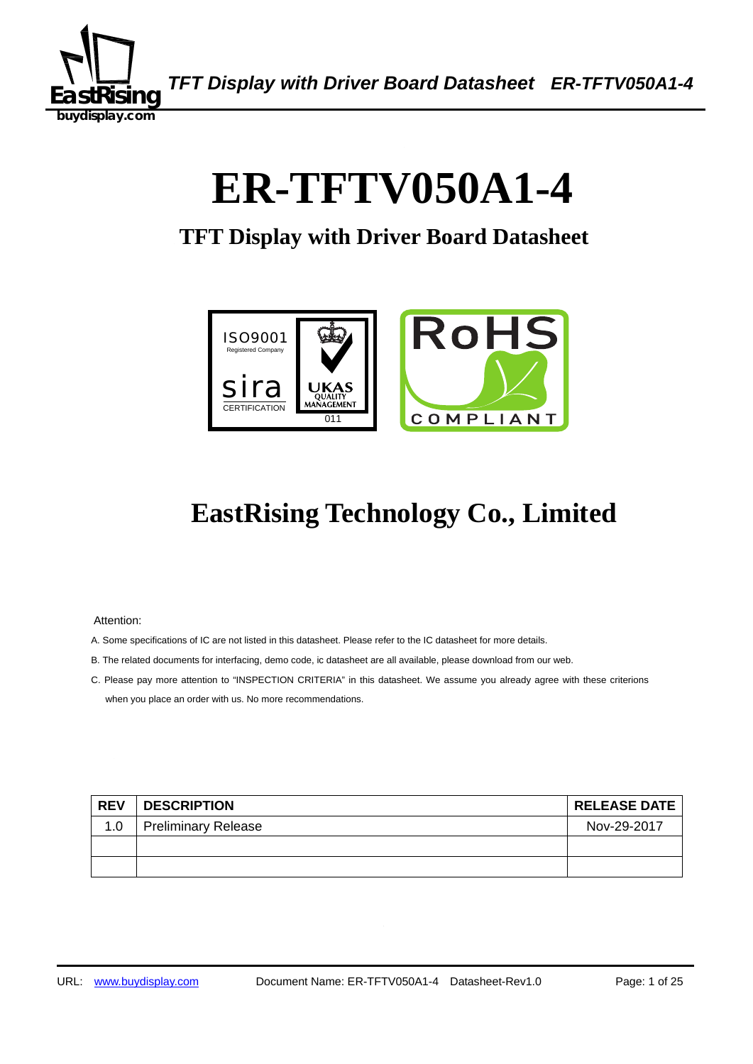# ER-TFTV050A1-4

## TFT Display with Driver Board Datasheet

# EastRising Technology Co., Limited

Attention:

A. Some specifications of IC are not listed in this datasheet. Please refer to the IC datasheet for more details.

B. The related documents for interfacing, demo code, ic datasheet are all available, please download from our web.

C. Please pay more attention to "INSPECTION CRITERIA" in this datasheet. We assume you already agree with these criterions when you place an order with us. No more recommendations.

| REV | DESCRIPTION | RELEASE DATE |
|---|---|---|
| 1.0 | Preliminary Release | Nov-29-2017 |
| | | |
| | | |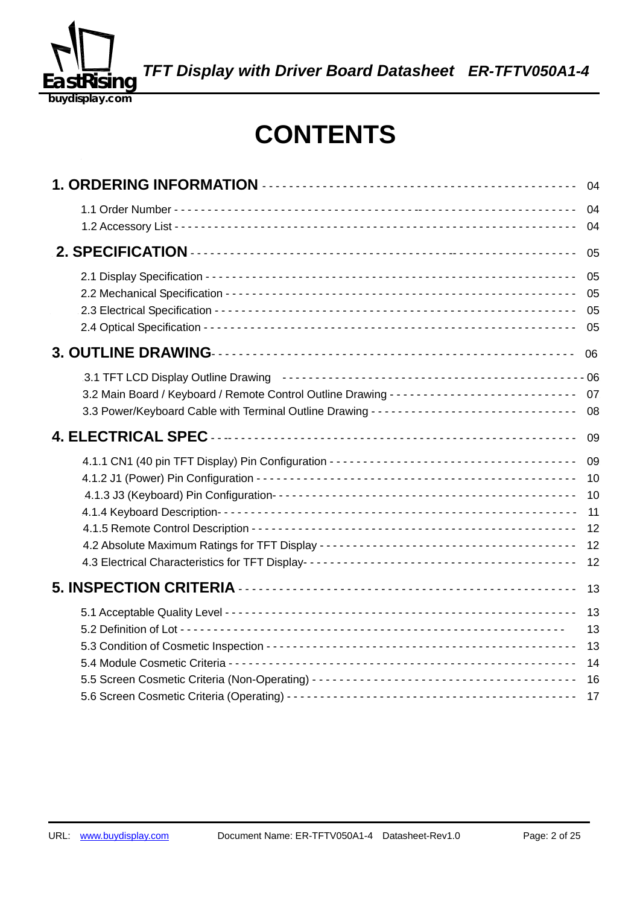# CONTENTS

**1. ORDERING INFORMATION** ---------------------------------------------- 04

1.1 Order Number ---------------------------------------------------------- 04
1.2 Accessory List --------------------------------------------------------- 04

**2. SPECIFICATION** ------------------------------------------------------ 05

2.1 Display Specification -------------------------------------------------- 05
2.2 Mechanical Specification ----------------------------------------------- 05
2.3 Electrical Specification ------------------------------------------------ 05
2.4 Optical Specification --------------------------------------------------- 05

**3. OUTLINE DRAWING** ---------------------------------------------------- 06

3.1 TFT LCD Display Outline Drawing ------------------------------------ 06
3.2 Main Board / Keyboard / Remote Control Outline Drawing -------------- 07
3.3 Power/Keyboard Cable with Terminal Outline Drawing ------------------ 08

**4. ELECTRICAL SPEC** ---------------------------------------------------- 09

4.1.1 CN1 (40 pin TFT Display) Pin Configuration ----------------------- 09
4.1.2 J1 (Power) Pin Configuration ------------------------------------- 10
4.1.3 J3 (Keyboard) Pin Configuration ---------------------------------- 10
4.1.4 Keyboard Description --------------------------------------------- 11
4.1.5 Remote Control Description ---------------------------------------- 12
4.2 Absolute Maximum Ratings for TFT Display --------------------------- 12
4.3 Electrical Characteristics for TFT Display -------------------------- 12

**5. INSPECTION CRITERIA** ------------------------------------------------ 13

5.1 Acceptable Quality Level ---------------------------------------------- 13
5.2 Definition of Lot ------------------------------------------------------ 13
5.3 Condition of Cosmetic Inspection -------------------------------------- 13
5.4 Module Cosmetic Criteria ---------------------------------------------- 14
5.5 Screen Cosmetic Criteria (Non-Operating) ----------------------------- 16
5.6 Screen Cosmetic Criteria (Operating) --------------------------------- 17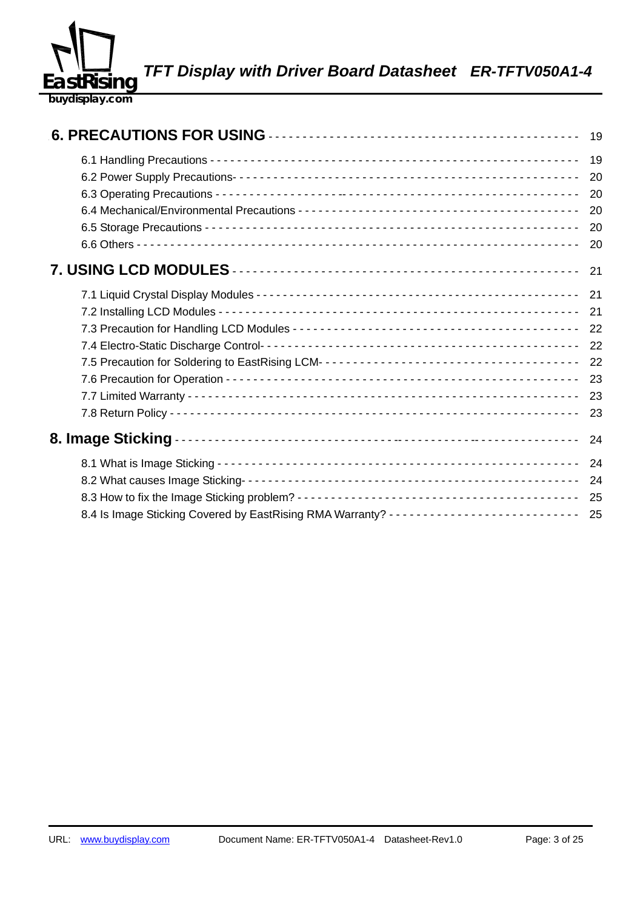**6. PRECAUTIONS FOR USING** - - - - - - - - - - - - - - - - - - - - - - - - - - - - - - - - - - - - - - - - - - - - 19

6.1 Handling Precautions - - - - - - - - - - - - - - - - - - - - - - - - - - - - - - - - - - - - - - - - - - - - - - - - - - - - - - - 19

6.2 Power Supply Precautions- - - - - - - - - - - - - - - - - - - - - - - - - - - - - - - - - - - - - - - - - - - - - - - - - - - - 20

6.3 Operating Precautions - - - - - - - - - - - - - - - - - - - - - - - - - - - - - - - - - - - - - - - - - - - - - - - - - - - - - - 20

6.4 Mechanical/Environmental Precautions - - - - - - - - - - - - - - - - - - - - - - - - - - - - - - - - - - - - - - - - - - 20

6.5 Storage Precautions - - - - - - - - - - - - - - - - - - - - - - - - - - - - - - - - - - - - - - - - - - - - - - - - - - - - - - - - 20

6.6 Others - - - - - - - - - - - - - - - - - - - - - - - - - - - - - - - - - - - - - - - - - - - - - - - - - - - - - - - - - - - - - - - - - 20

**7. USING LCD MODULES** - - - - - - - - - - - - - - - - - - - - - - - - - - - - - - - - - - - - - - - - - - - - - - - - - - 21

7.1 Liquid Crystal Display Modules - - - - - - - - - - - - - - - - - - - - - - - - - - - - - - - - - - - - - - - - - - - - - - - 21

7.2 Installing LCD Modules - - - - - - - - - - - - - - - - - - - - - - - - - - - - - - - - - - - - - - - - - - - - - - - - - - - - - - 21

7.3 Precaution for Handling LCD Modules - - - - - - - - - - - - - - - - - - - - - - - - - - - - - - - - - - - - - - - - - - 22

7.4 Electro-Static Discharge Control- - - - - - - - - - - - - - - - - - - - - - - - - - - - - - - - - - - - - - - - - - - - - - - 22

7.5 Precaution for Soldering to EastRising LCM- - - - - - - - - - - - - - - - - - - - - - - - - - - - - - - - - - - - - - 22

7.6 Precaution for Operation - - - - - - - - - - - - - - - - - - - - - - - - - - - - - - - - - - - - - - - - - - - - - - - - - - - - - 23

7.7 Limited Warranty - - - - - - - - - - - - - - - - - - - - - - - - - - - - - - - - - - - - - - - - - - - - - - - - - - - - - - - - - - 23

7.8 Return Policy - - - - - - - - - - - - - - - - - - - - - - - - - - - - - - - - - - - - - - - - - - - - - - - - - - - - - - - - - - - - 23

**8. Image Sticking** - - - - - - - - - - - - - - - - - - - - - - - - - - - - - - - - - - - - - - - - - - - - - - - - - - - - - - - - - - 24

8.1 What is Image Sticking - - - - - - - - - - - - - - - - - - - - - - - - - - - - - - - - - - - - - - - - - - - - - - - - - - - - - - 24

8.2 What causes Image Sticking- - - - - - - - - - - - - - - - - - - - - - - - - - - - - - - - - - - - - - - - - - - - - - - - - - 24

8.3 How to fix the Image Sticking problem? - - - - - - - - - - - - - - - - - - - - - - - - - - - - - - - - - - - - - - - - - 25

8.4 Is Image Sticking Covered by EastRising RMA Warranty? - - - - - - - - - - - - - - - - - - - - - - - - - - - 25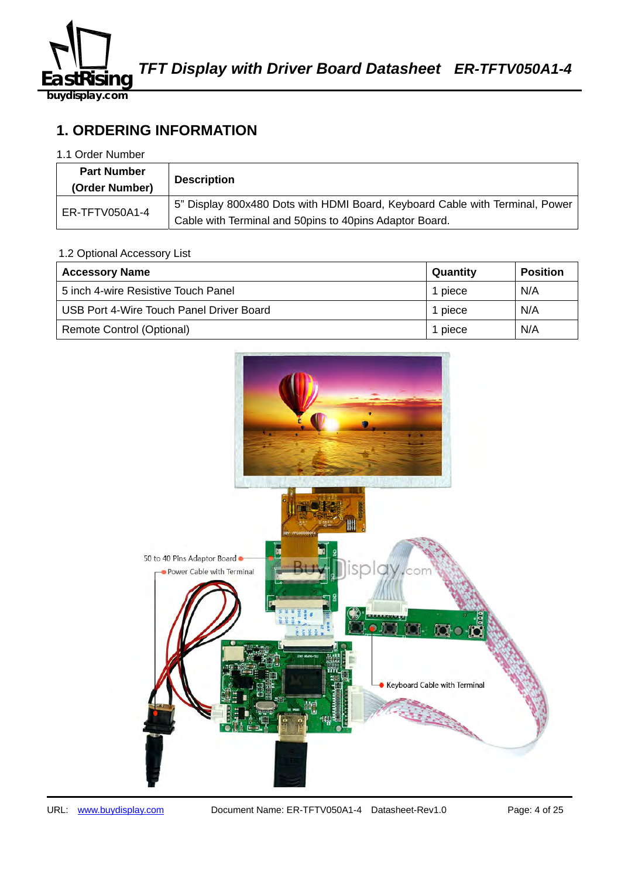## 1. ORDERING INFORMATION

1.1 Order Number

| Part Number (Order Number) | Description |
| --- | --- |
| ER-TFTV050A1-4 | 5" Display 800x480 Dots with HDMI Board, Keyboard Cable with Terminal, Power Cable with Terminal and 50pins to 40pins Adaptor Board. |

1.2 Optional Accessory List

| Accessory Name | Quantity | Position |
| --- | --- | --- |
| 5 inch 4-wire Resistive Touch Panel | 1 piece | N/A |
| USB Port 4-Wire Touch Panel Driver Board | 1 piece | N/A |
| Remote Control (Optional) | 1 piece | N/A |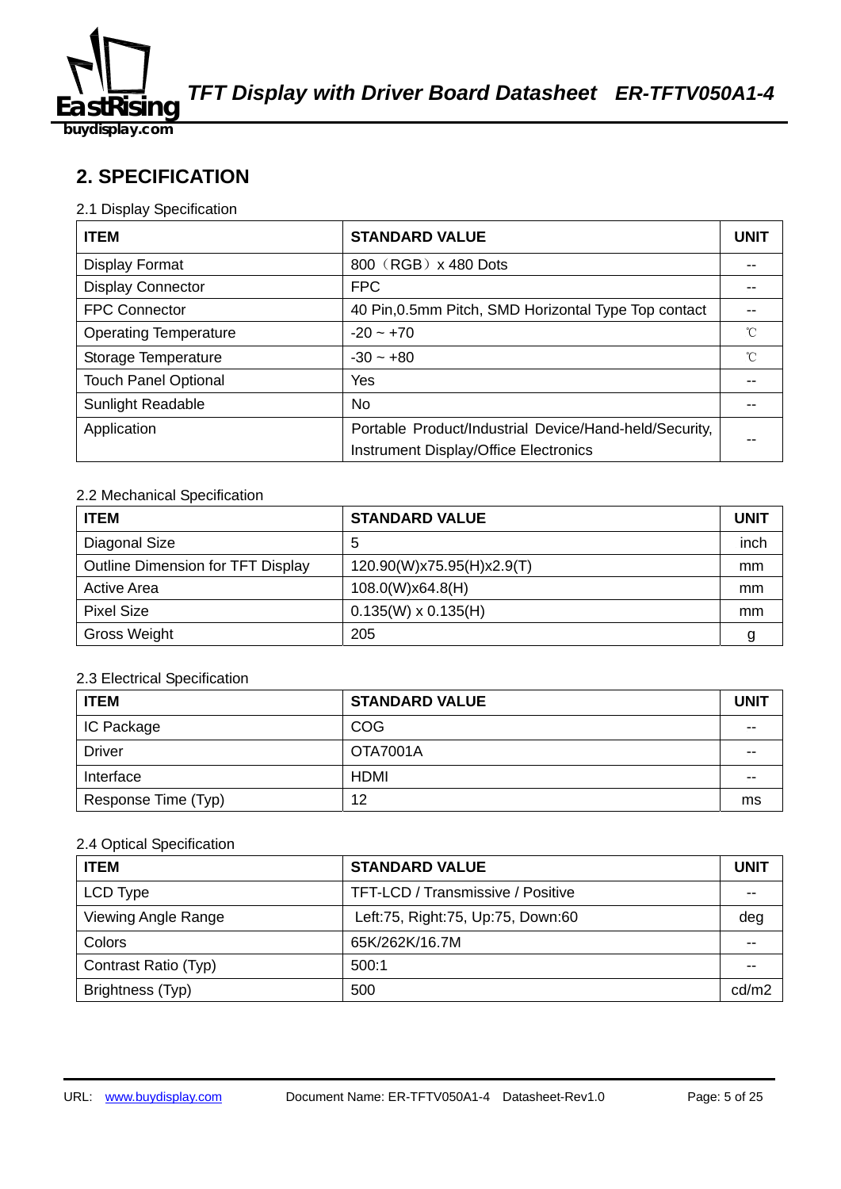## 2. SPECIFICATION

2.1 Display Specification

| ITEM | STANDARD VALUE | UNIT |
|---|---|---|
| Display Format | 800（RGB）x 480 Dots | -- |
| Display Connector | FPC | -- |
| FPC Connector | 40 Pin,0.5mm Pitch, SMD Horizontal Type Top contact | -- |
| Operating Temperature | -20 ~ +70 | ℃ |
| Storage Temperature | -30 ~ +80 | ℃ |
| Touch Panel Optional | Yes | -- |
| Sunlight Readable | No | -- |
| Application | Portable Product/Industrial Device/Hand-held/Security, Instrument Display/Office Electronics | -- |

2.2 Mechanical Specification

| ITEM | STANDARD VALUE | UNIT |
|---|---|---|
| Diagonal Size | 5 | inch |
| Outline Dimension for TFT Display | 120.90(W)x75.95(H)x2.9(T) | mm |
| Active Area | 108.0(W)x64.8(H) | mm |
| Pixel Size | 0.135(W) x 0.135(H) | mm |
| Gross Weight | 205 | g |

2.3 Electrical Specification

| ITEM | STANDARD VALUE | UNIT |
|---|---|---|
| IC Package | COG | -- |
| Driver | OTA7001A | -- |
| Interface | HDMI | -- |
| Response Time (Typ) | 12 | ms |

2.4 Optical Specification

| ITEM | STANDARD VALUE | UNIT |
|---|---|---|
| LCD Type | TFT-LCD / Transmissive / Positive | -- |
| Viewing Angle Range | Left:75, Right:75, Up:75, Down:60 | deg |
| Colors | 65K/262K/16.7M | -- |
| Contrast Ratio (Typ) | 500:1 | -- |
| Brightness (Typ) | 500 | cd/m2 |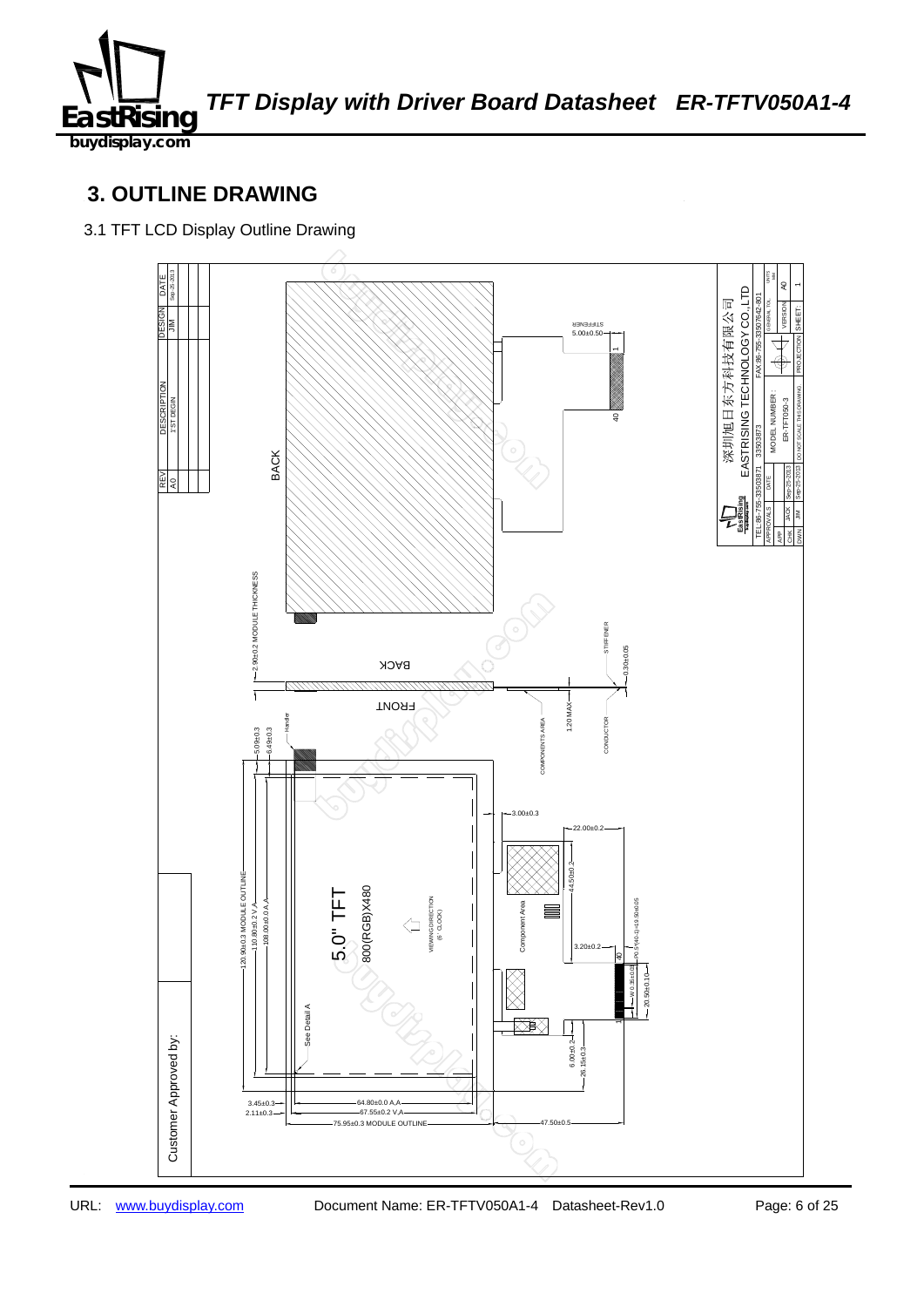## 3. OUTLINE DRAWING

3.1 TFT LCD Display Outline Drawing

| REV | DESCRIPTION | DESIGN | DATE |
|---|---|---|---|
| A0 | 1'ST DEGIN | JIM | Sep-25-2013 |

BACK

STIFFENER

5.00±0.50

1

40

2.90±0.2 MODULE THICKNESS

BACK

STIFFENER

0.30±0.05

FRONT

1.20 MAX

COMPONENTS AREA

CONDUCTOR

Handler

5.09±0.3

6.49±0.3

3.00±0.3

22.00±0.2

44.50±0.2

120.90±0.3 MODULE OUTLINE

110.80±0.2 V.A

108.00±0.0 A.A

5.0" TFT

800(RGB)X480

VIEWING DIRECTION (6' CLOCK)

Component Area

3.20±0.2

40

P0.5*(40-1)=19.50±0.05

W 0.35±0.03

20.50±0.10

1

See Detail A

6.00±0.2

26.15±0.3

3.45±0.3

2.11±0.3

64.80±0.0 A.A

67.55±0.2 V.A

75.95±0.3 MODULE OUTLINE

47.50±0.5

Customer Approved by:

深圳旭日东方科技有限公司
EASTRISING TECHNOLOGY CO.,LTD

TEL:86-755-33503871 33503873 FAX:86-755-33507642-801

| APPROVALS | | DATE | MODEL NUMBER: ER-TFT050-3 | GENERAL TOL | UNITS mm |
|---|---|---|---|---|---|
| APP | JACK | Sep-25-2013 | | VERSION | A0 |
| CHK | JIM | Sep-25-2013 | | | |
| DWN | JIM | Sep-25-2013 | DO NOT SCALE THIS DRAWING | PROJECTION | SHEET 1 |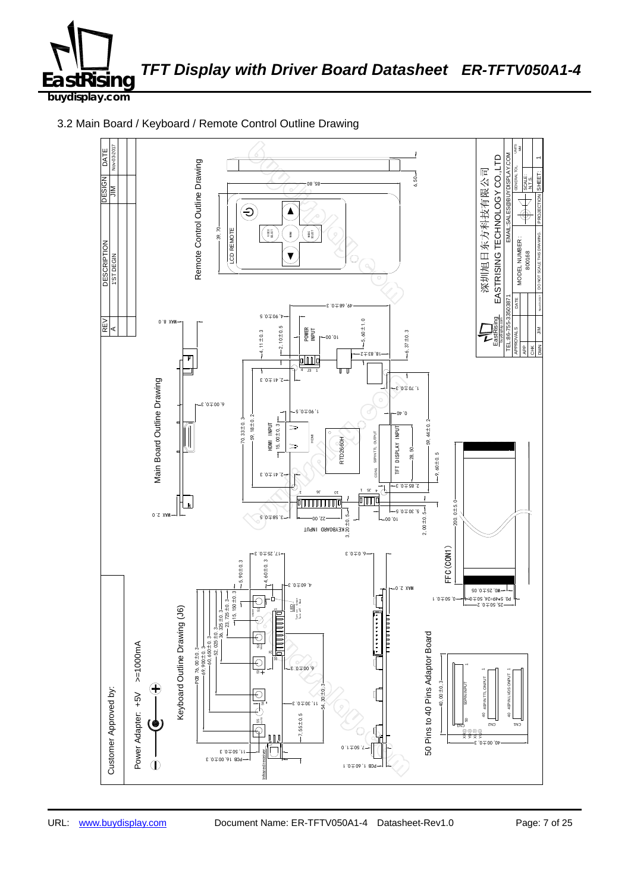## 3.2 Main Board / Keyboard / Remote Control Outline Drawing

Remote Control Outline Drawing

LCD REMOTE

Main Board Outline Drawing

Keyboard Outline Drawing (J6)

50 Pins to 40 Pins Adaptor Board

Customer Approved by:

Power Adapter: +5V >=1000mA

| REV | DESCRIPTION | DESIGN | DATE |
|---|---|---|---|
| A | 1'ST DEGIN | JIM | Nov-03-2017 |

深圳旭日东方科技有限公司

EASTRISING TECHNOLOGY CO.,LTD

TEL:86-755-33503871 EMAIL:SALES@BUYDISPLAY.COM

MODEL NUMBER: 800168

DO NOT SCALE THIS DRAWING

SCALE: N.T.S. SHEET: 1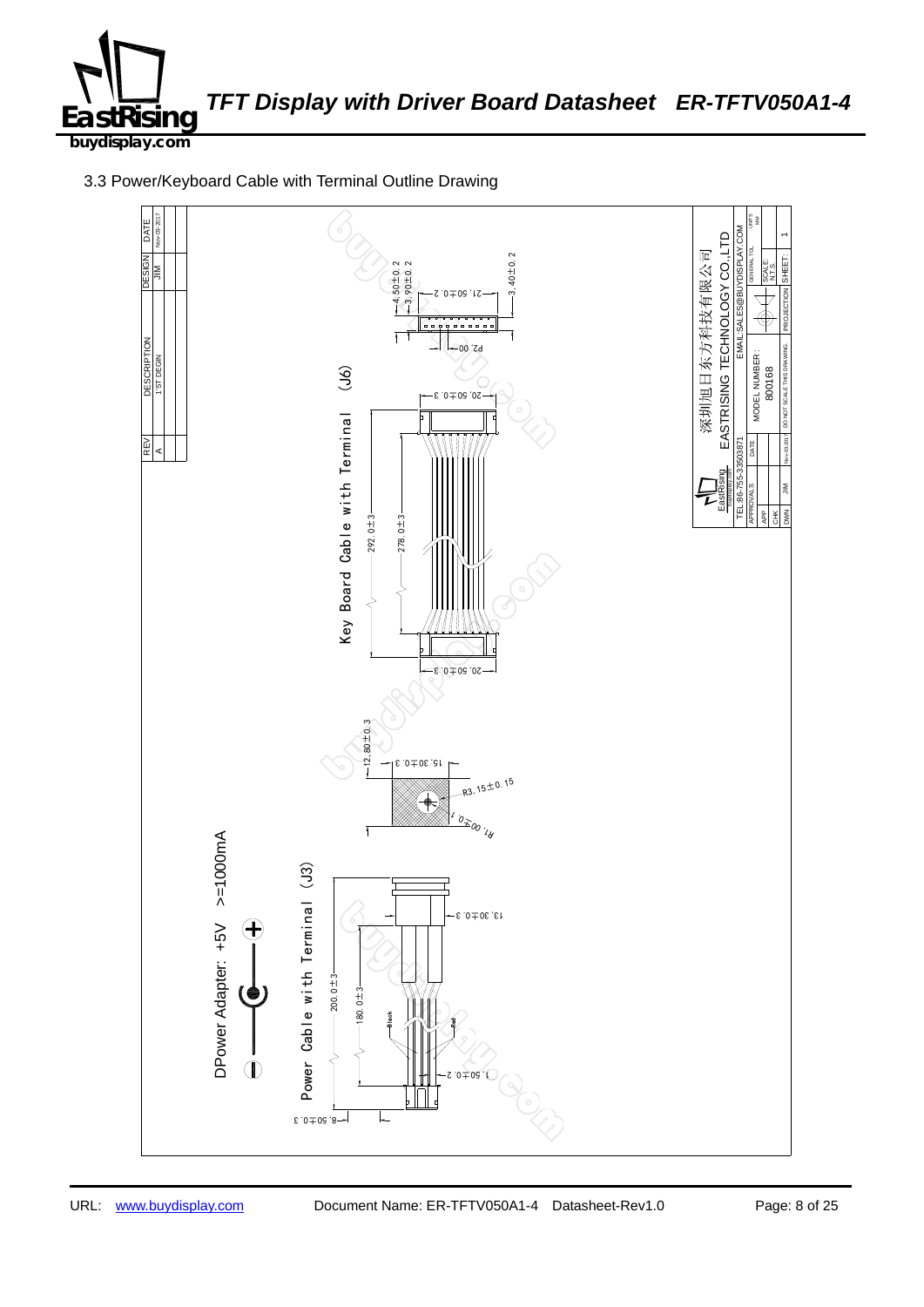3.3 Power/Keyboard Cable with Terminal Outline Drawing

| REV | DESCRIPTION | DESIGN | DATE |
|---|---|---|---|
| A | 1ST DEGIN | JIM | Nov-09-2017 |

Key Board Cable with Terminal (J6)

4.50±0.2

3.90±0.2

21.50±0.2

3.40±0.2

P2.00

20.50±0.3

292.0±3

278.0±3

20.50±0.3

12.80±0.3

15.30±0.3

R3.15±0.15

R1.00±0.1

Power Cable with Terminal (J3)

13.30±0.3

200.0±3

180.0±3

Black

Red

1.50±0.2

8.50±0.3

DPower Adapter: +5V >=1000mA

深圳旭日东方科技有限公司

EASTRISING TECHNOLOGY CO.,LTD

TEL:86-755-33503871 EMAIL:SALES@BUYDISPLAY.COM

| APPROVALS | DATE | MODEL NUMBER: | GENERAL TOL. | UNITS MM |
|---|---|---|---|---|
| APP | | 800168 | | SCALE: N.T.S. |
| CHK | | | | |
| DWN JIM | Nov-09-2017 | DO NOT SCALE THIS DRAWING. | PROJECTION | SHEET: 1 |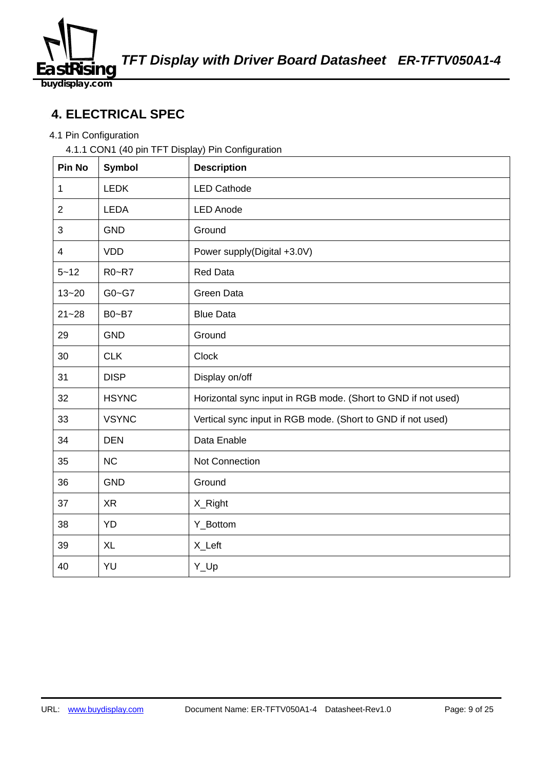# 4. ELECTRICAL SPEC

4.1 Pin Configuration

4.1.1 CON1 (40 pin TFT Display) Pin Configuration

| Pin No | Symbol | Description |
|---|---|---|
| 1 | LEDK | LED Cathode |
| 2 | LEDA | LED Anode |
| 3 | GND | Ground |
| 4 | VDD | Power supply(Digital +3.0V) |
| 5~12 | R0~R7 | Red Data |
| 13~20 | G0~G7 | Green Data |
| 21~28 | B0~B7 | Blue Data |
| 29 | GND | Ground |
| 30 | CLK | Clock |
| 31 | DISP | Display on/off |
| 32 | HSYNC | Horizontal sync input in RGB mode. (Short to GND if not used) |
| 33 | VSYNC | Vertical sync input in RGB mode. (Short to GND if not used) |
| 34 | DEN | Data Enable |
| 35 | NC | Not Connection |
| 36 | GND | Ground |
| 37 | XR | X_Right |
| 38 | YD | Y_Bottom |
| 39 | XL | X_Left |
| 40 | YU | Y_Up |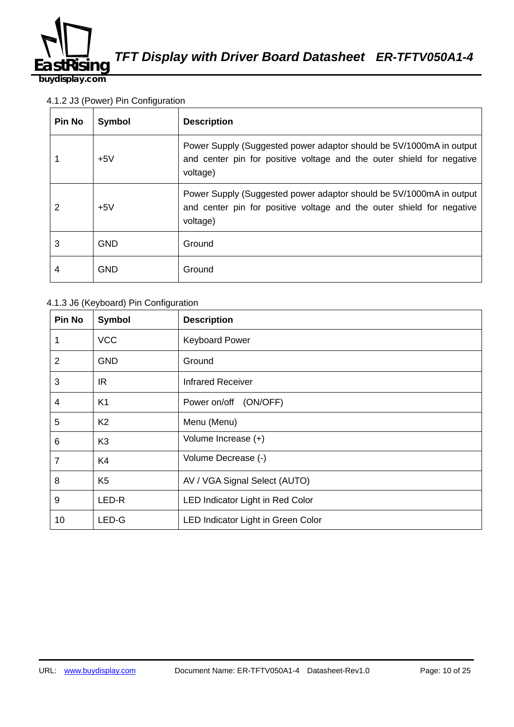4.1.2 J3 (Power) Pin Configuration

| Pin No | Symbol | Description |
|---|---|---|
| 1 | +5V | Power Supply (Suggested power adaptor should be 5V/1000mA in output and center pin for positive voltage and the outer shield for negative voltage) |
| 2 | +5V | Power Supply (Suggested power adaptor should be 5V/1000mA in output and center pin for positive voltage and the outer shield for negative voltage) |
| 3 | GND | Ground |
| 4 | GND | Ground |

4.1.3 J6 (Keyboard) Pin Configuration

| Pin No | Symbol | Description |
|---|---|---|
| 1 | VCC | Keyboard Power |
| 2 | GND | Ground |
| 3 | IR | Infrared Receiver |
| 4 | K1 | Power on/off (ON/OFF) |
| 5 | K2 | Menu (Menu) |
| 6 | K3 | Volume Increase (+) |
| 7 | K4 | Volume Decrease (-) |
| 8 | K5 | AV / VGA Signal Select (AUTO) |
| 9 | LED-R | LED Indicator Light in Red Color |
| 10 | LED-G | LED Indicator Light in Green Color |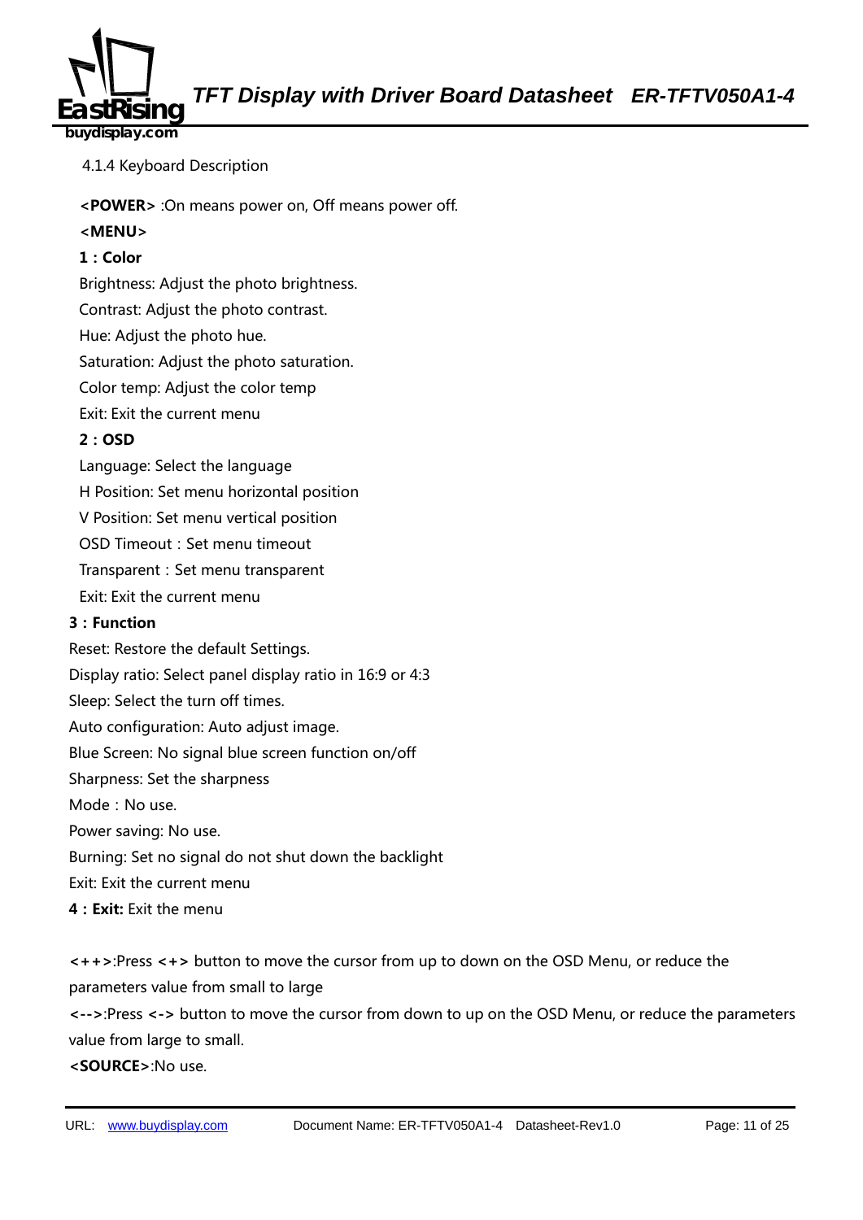4.1.4 Keyboard Description

**<POWER>** :On means power on, Off means power off.

**<MENU>**

**1：Color**

Brightness: Adjust the photo brightness.

Contrast: Adjust the photo contrast.

Hue: Adjust the photo hue.

Saturation: Adjust the photo saturation.

Color temp: Adjust the color temp

Exit: Exit the current menu

**2：OSD**

Language: Select the language

H Position: Set menu horizontal position

V Position: Set menu vertical position

OSD Timeout：Set menu timeout

Transparent：Set menu transparent

Exit: Exit the current menu

**3：Function**

Reset: Restore the default Settings.

Display ratio: Select panel display ratio in 16:9 or 4:3

Sleep: Select the turn off times.

Auto configuration: Auto adjust image.

Blue Screen: No signal blue screen function on/off

Sharpness: Set the sharpness

Mode：No use.

Power saving: No use.

Burning: Set no signal do not shut down the backlight

Exit: Exit the current menu

**4：Exit:** Exit the menu

**<++>**:Press **<+>** button to move the cursor from up to down on the OSD Menu, or reduce the parameters value from small to large

**<-->**:Press **<->** button to move the cursor from down to up on the OSD Menu, or reduce the parameters value from large to small.

**<SOURCE>**:No use.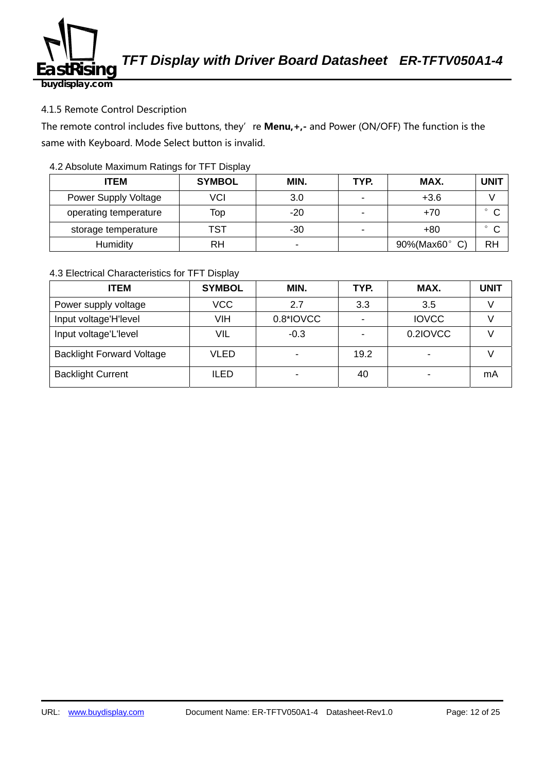4.1.5 Remote Control Description

The remote control includes five buttons, they' re **Menu,+,-** and Power (ON/OFF) The function is the same with Keyboard. Mode Select button is invalid.

4.2 Absolute Maximum Ratings for TFT Display

| ITEM | SYMBOL | MIN. | TYP. | MAX. | UNIT |
|---|---|---|---|---|---|
| Power Supply Voltage | VCI | 3.0 | - | +3.6 | V |
| operating temperature | Top | -20 | - | +70 | ° C |
| storage temperature | TST | -30 | - | +80 | ° C |
| Humidity | RH | - | | 90%(Max60° C) | RH |

4.3 Electrical Characteristics for TFT Display

| ITEM | SYMBOL | MIN. | TYP. | MAX. | UNIT |
|---|---|---|---|---|---|
| Power supply voltage | VCC | 2.7 | 3.3 | 3.5 | V |
| Input voltage'H'level | VIH | 0.8*IOVCC | - | IOVCC | V |
| Input voltage'L'level | VIL | -0.3 | - | 0.2IOVCC | V |
| Backlight Forward Voltage | VLED | - | 19.2 | - | V |
| Backlight Current | ILED | - | 40 | - | mA |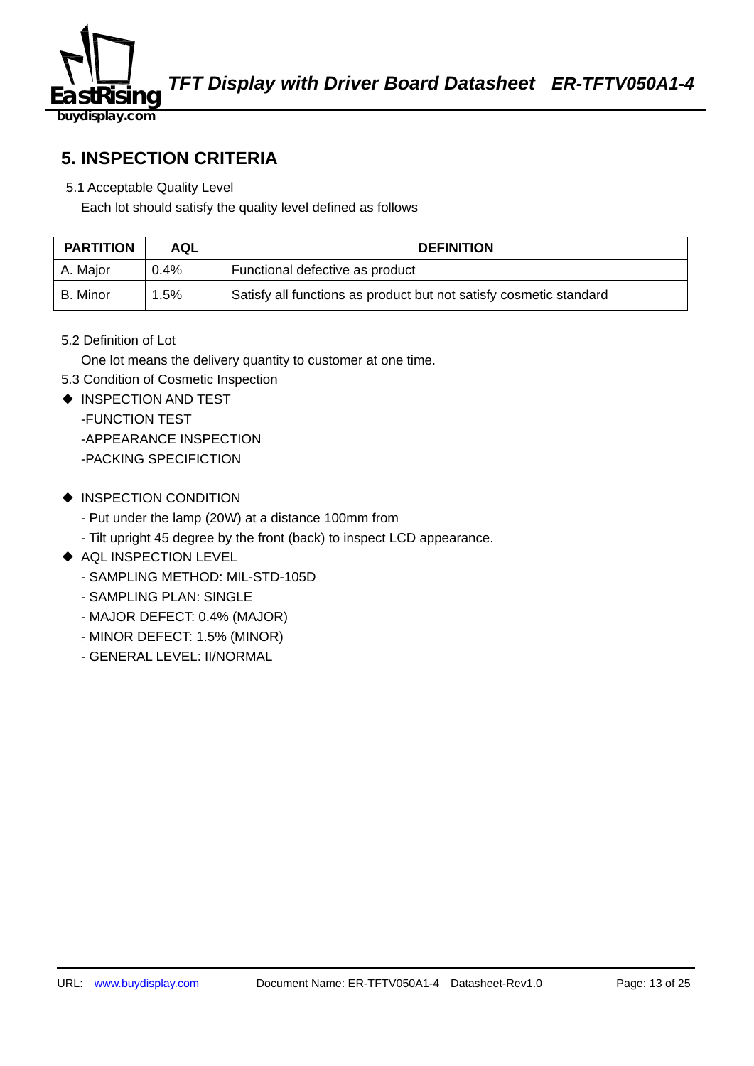## 5. INSPECTION CRITERIA

5.1 Acceptable Quality Level

Each lot should satisfy the quality level defined as follows

| PARTITION | AQL | DEFINITION |
|---|---|---|
| A. Major | 0.4% | Functional defective as product |
| B. Minor | 1.5% | Satisfy all functions as product but not satisfy cosmetic standard |

5.2 Definition of Lot

One lot means the delivery quantity to customer at one time.

5.3 Condition of Cosmetic Inspection

- INSPECTION AND TEST
  - -FUNCTION TEST
  - -APPEARANCE INSPECTION
  - -PACKING SPECIFICTION

- INSPECTION CONDITION
  - Put under the lamp (20W) at a distance 100mm from
  - Tilt upright 45 degree by the front (back) to inspect LCD appearance.
- AQL INSPECTION LEVEL
  - SAMPLING METHOD: MIL-STD-105D
  - SAMPLING PLAN: SINGLE
  - MAJOR DEFECT: 0.4% (MAJOR)
  - MINOR DEFECT: 1.5% (MINOR)
  - GENERAL LEVEL: II/NORMAL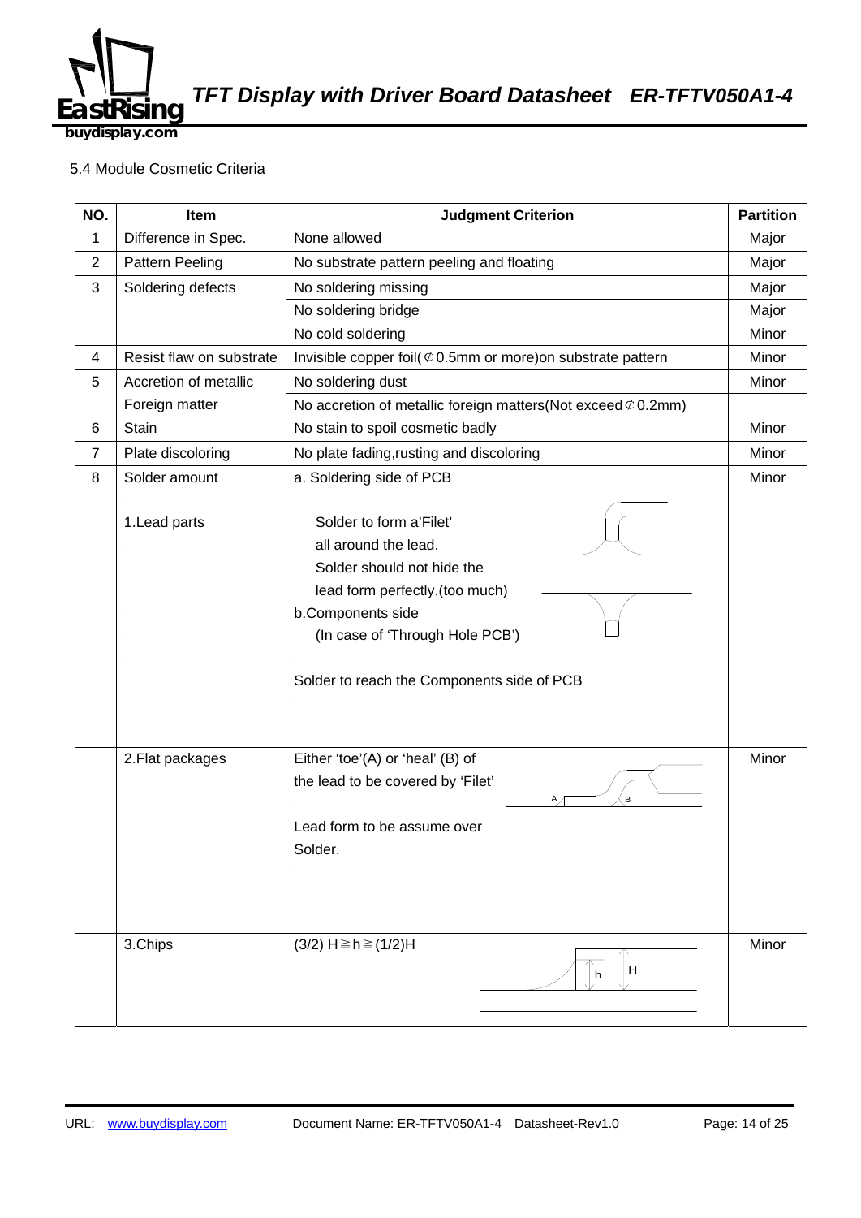5.4 Module Cosmetic Criteria

| NO. | Item | Judgment Criterion | Partition |
|---|---|---|---|
| 1 | Difference in Spec. | None allowed | Major |
| 2 | Pattern Peeling | No substrate pattern peeling and floating | Major |
| 3 | Soldering defects | No soldering missing | Major |
| | | No soldering bridge | Major |
| | | No cold soldering | Minor |
| 4 | Resist flaw on substrate | Invisible copper foil(⊄0.5mm or more)on substrate pattern | Minor |
| 5 | Accretion of metallic Foreign matter | No soldering dust | Minor |
| | | No accretion of metallic foreign matters(Not exceed⊄0.2mm) | |
| 6 | Stain | No stain to spoil cosmetic badly | Minor |
| 7 | Plate discoloring | No plate fading,rusting and discoloring | Minor |
| 8 | Solder amount<br><br>1.Lead parts | a. Soldering side of PCB<br><br>Solder to form a'Filet' all around the lead.<br>Solder should not hide the lead form perfectly.(too much)<br>b.Components side<br>(In case of 'Through Hole PCB')<br><br>Solder to reach the Components side of PCB | Minor |
| | 2.Flat packages | Either 'toe'(A) or 'heal' (B) of the lead to be covered by 'Filet'<br><br>Lead form to be assume over Solder. | Minor |
| | 3.Chips | (3/2) H≧h≧(1/2)H | Minor |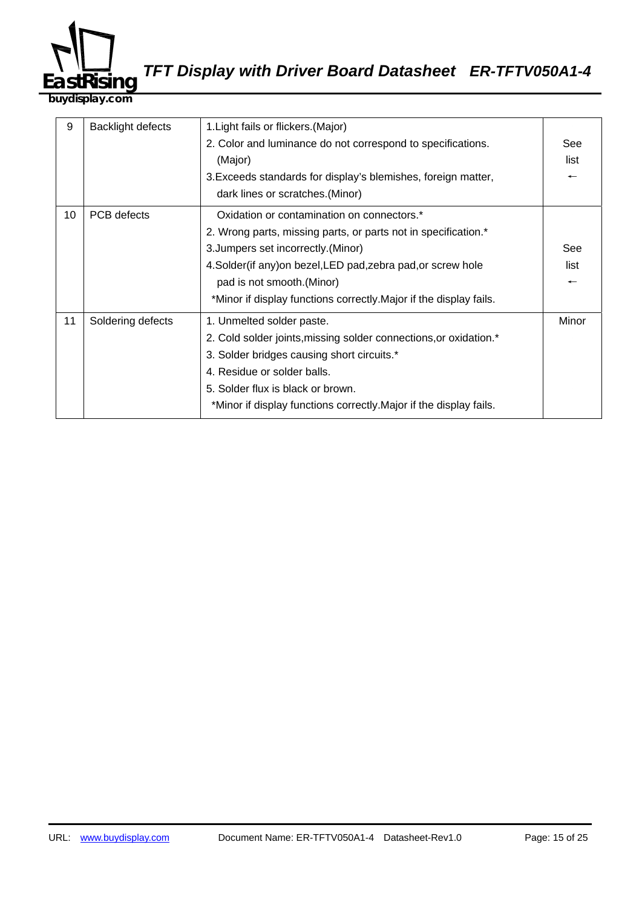| 9 | Backlight defects | 1.Light fails or flickers.(Major)<br>2. Color and luminance do not correspond to specifications. (Major)<br>3.Exceeds standards for display's blemishes, foreign matter, dark lines or scratches.(Minor) | See list ← |
|---|---|---|---|
| 10 | PCB defects | Oxidation or contamination on connectors.*<br>2. Wrong parts, missing parts, or parts not in specification.*<br>3.Jumpers set incorrectly.(Minor)<br>4.Solder(if any)on bezel,LED pad,zebra pad,or screw hole pad is not smooth.(Minor)<br>*Minor if display functions correctly.Major if the display fails. | See list ← |
| 11 | Soldering defects | 1. Unmelted solder paste.<br>2. Cold solder joints,missing solder connections,or oxidation.*<br>3. Solder bridges causing short circuits.*<br>4. Residue or solder balls.<br>5. Solder flux is black or brown.<br>*Minor if display functions correctly.Major if the display fails. | Minor |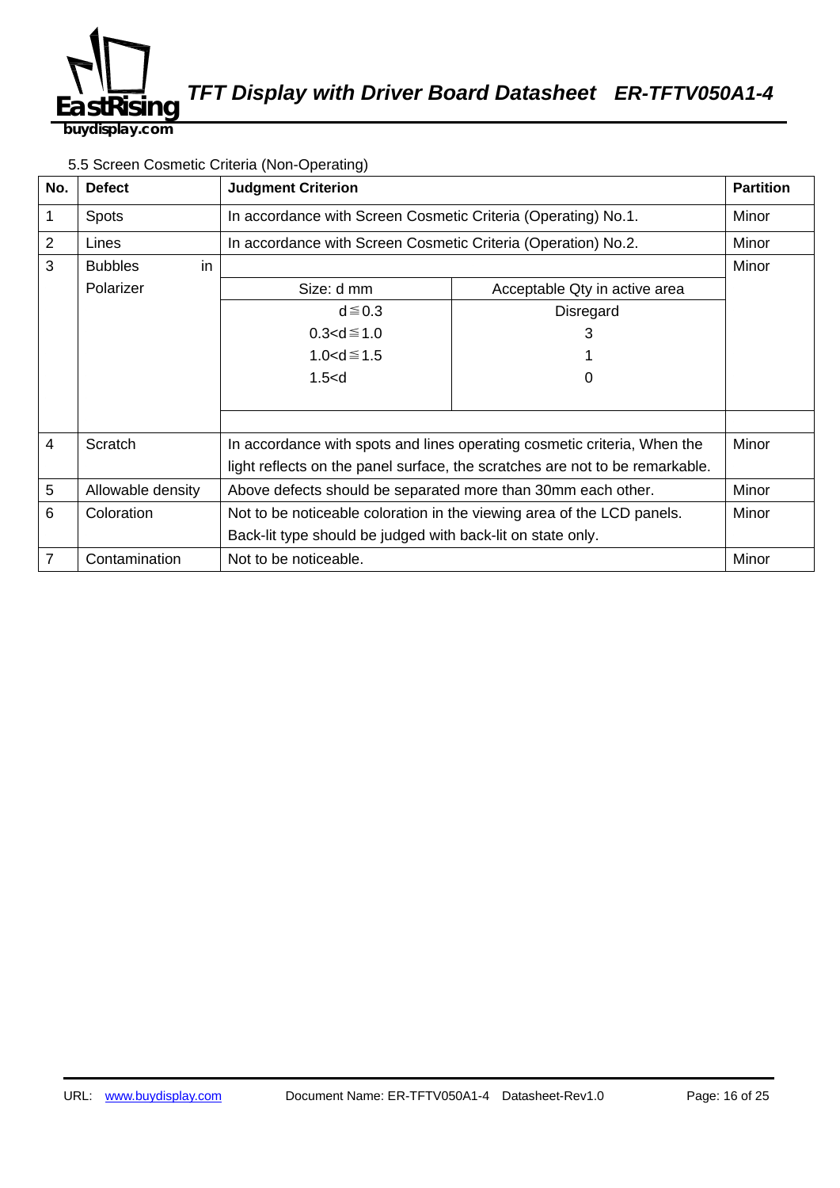5.5 Screen Cosmetic Criteria (Non-Operating)

| No. | Defect | Judgment Criterion | | Partition |
|---|---|---|---|---|
| 1 | Spots | In accordance with Screen Cosmetic Criteria (Operating) No.1. | | Minor |
| 2 | Lines | In accordance with Screen Cosmetic Criteria (Operation) No.2. | | Minor |
| 3 | Bubbles in Polarizer | Size: d mm | Acceptable Qty in active area | Minor |
| | | d≦0.3 | Disregard | |
| | | 0.3<d≦1.0 | 3 | |
| | | 1.0<d≦1.5 | 1 | |
| | | 1.5<d | 0 | |
| 4 | Scratch | In accordance with spots and lines operating cosmetic criteria, When the light reflects on the panel surface, the scratches are not to be remarkable. | | Minor |
| 5 | Allowable density | Above defects should be separated more than 30mm each other. | | Minor |
| 6 | Coloration | Not to be noticeable coloration in the viewing area of the LCD panels. Back-lit type should be judged with back-lit on state only. | | Minor |
| 7 | Contamination | Not to be noticeable. | | Minor |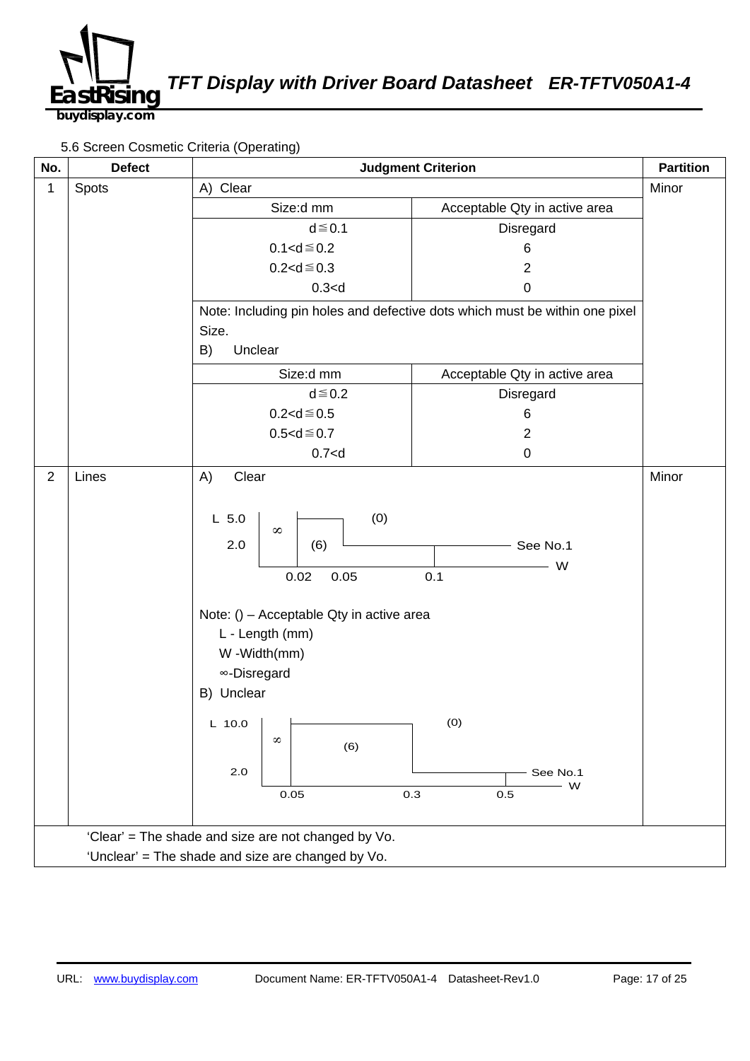5.6 Screen Cosmetic Criteria (Operating)

| No. | Defect | Judgment Criterion | | Partition |
|---|---|---|---|---|
| 1 | Spots | A) Clear | | Minor |
| | | Size:d mm | Acceptable Qty in active area | |
| | | d≦0.1 | Disregard | |
| | | 0.1<d≦0.2 | 6 | |
| | | 0.2<d≦0.3 | 2 | |
| | | 0.3<d | 0 | |
| | | Note: Including pin holes and defective dots which must be within one pixel Size. | | |
| | | B) Unclear | | |
| | | Size:d mm | Acceptable Qty in active area | |
| | | d≦0.2 | Disregard | |
| | | 0.2<d≦0.5 | 6 | |
| | | 0.5<d≦0.7 | 2 | |
| | | 0.7<d | 0 | |
| 2 | Lines | A) Clear<br>L 5.0 / 2.0; W 0.02 / 0.05 / 0.1; ∞ (W≦0.02); (6) (0.02<W≦0.05, L≦5.0); (0) (L>5.0 or W>0.05); See No.1 (W>0.1)<br>Note: () – Acceptable Qty in active area<br>L - Length (mm)<br>W -Width(mm)<br>∞-Disregard<br>B) Unclear<br>L 10.0 / 2.0; W 0.05 / 0.3 / 0.5; ∞ (W≦0.05); (6) (0.05<W≦0.3, L≦10.0); (0) (L>10.0 or W>0.3); See No.1 (W>0.5) | | Minor |

'Clear' = The shade and size are not changed by Vo.

'Unclear' = The shade and size are changed by Vo.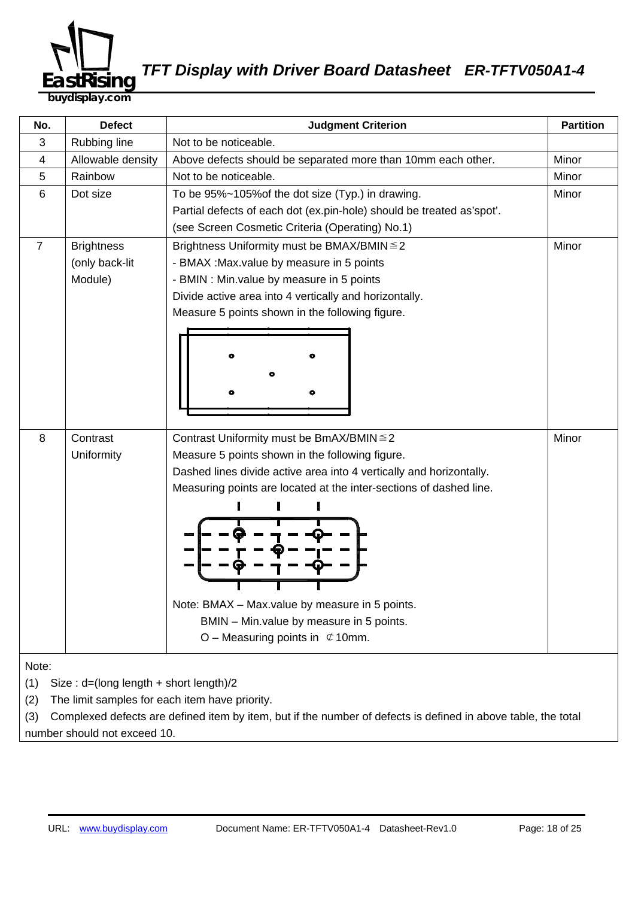| No. | Defect | Judgment Criterion | Partition |
|---|---|---|---|
| 3 | Rubbing line | Not to be noticeable. | |
| 4 | Allowable density | Above defects should be separated more than 10mm each other. | Minor |
| 5 | Rainbow | Not to be noticeable. | Minor |
| 6 | Dot size | To be 95%~105%of the dot size (Typ.) in drawing.<br>Partial defects of each dot (ex.pin-hole) should be treated as'spot'.<br>(see Screen Cosmetic Criteria (Operating) No.1) | Minor |
| 7 | Brightness (only back-lit Module) | Brightness Uniformity must be BMAX/BMIN≦2<br>- BMAX :Max.value by measure in 5 points<br>- BMIN : Min.value by measure in 5 points<br>Divide active area into 4 vertically and horizontally.<br>Measure 5 points shown in the following figure. | Minor |
| 8 | Contrast Uniformity | Contrast Uniformity must be BmAX/BMIN≦2<br>Measure 5 points shown in the following figure.<br>Dashed lines divide active area into 4 vertically and horizontally.<br>Measuring points are located at the inter-sections of dashed line.<br>Note: BMAX – Max.value by measure in 5 points.<br>BMIN – Min.value by measure in 5 points.<br>O – Measuring points in ⊄10mm. | Minor |

Note:

(1) Size : d=(long length + short length)/2

(2) The limit samples for each item have priority.

(3) Complexed defects are defined item by item, but if the number of defects is defined in above table, the total number should not exceed 10.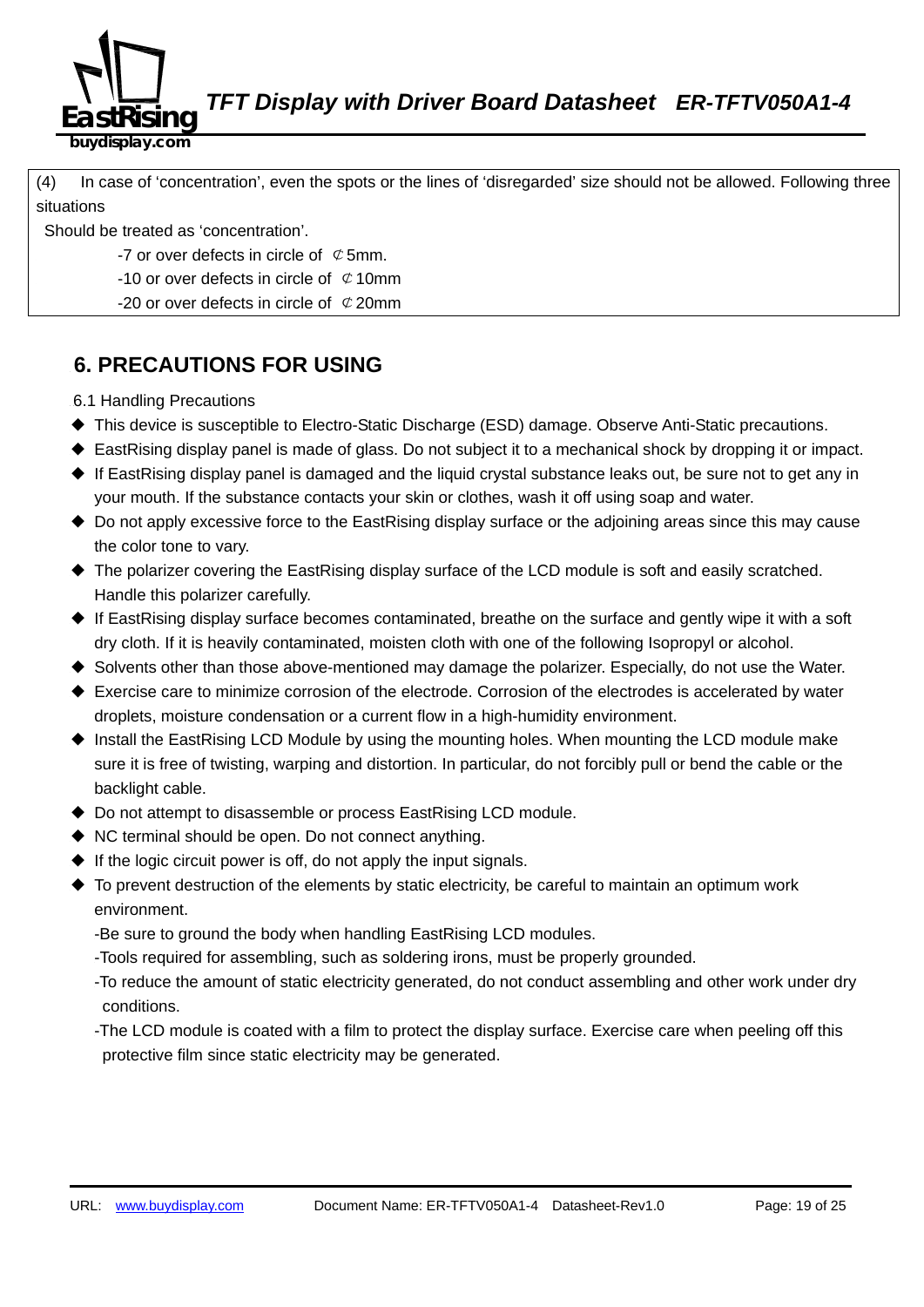(4) In case of 'concentration', even the spots or the lines of 'disregarded' size should not be allowed. Following three situations

Should be treated as 'concentration'.

- -7 or over defects in circle of ¢5mm.
- -10 or over defects in circle of ¢10mm
- -20 or over defects in circle of ¢20mm

## 6. PRECAUTIONS FOR USING

6.1 Handling Precautions

- ◆ This device is susceptible to Electro-Static Discharge (ESD) damage. Observe Anti-Static precautions.
- ◆ EastRising display panel is made of glass. Do not subject it to a mechanical shock by dropping it or impact.
- ◆ If EastRising display panel is damaged and the liquid crystal substance leaks out, be sure not to get any in your mouth. If the substance contacts your skin or clothes, wash it off using soap and water.
- ◆ Do not apply excessive force to the EastRising display surface or the adjoining areas since this may cause the color tone to vary.
- ◆ The polarizer covering the EastRising display surface of the LCD module is soft and easily scratched. Handle this polarizer carefully.
- ◆ If EastRising display surface becomes contaminated, breathe on the surface and gently wipe it with a soft dry cloth. If it is heavily contaminated, moisten cloth with one of the following Isopropyl or alcohol.
- ◆ Solvents other than those above-mentioned may damage the polarizer. Especially, do not use the Water.
- ◆ Exercise care to minimize corrosion of the electrode. Corrosion of the electrodes is accelerated by water droplets, moisture condensation or a current flow in a high-humidity environment.
- ◆ Install the EastRising LCD Module by using the mounting holes. When mounting the LCD module make sure it is free of twisting, warping and distortion. In particular, do not forcibly pull or bend the cable or the backlight cable.
- ◆ Do not attempt to disassemble or process EastRising LCD module.
- ◆ NC terminal should be open. Do not connect anything.
- ◆ If the logic circuit power is off, do not apply the input signals.
- ◆ To prevent destruction of the elements by static electricity, be careful to maintain an optimum work environment.
  - -Be sure to ground the body when handling EastRising LCD modules.
  - -Tools required for assembling, such as soldering irons, must be properly grounded.
  - -To reduce the amount of static electricity generated, do not conduct assembling and other work under dry conditions.
  - -The LCD module is coated with a film to protect the display surface. Exercise care when peeling off this protective film since static electricity may be generated.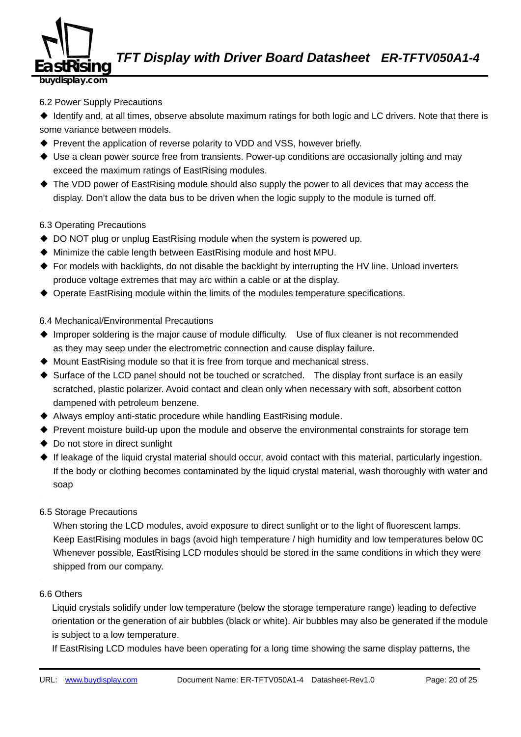6.2 Power Supply Precautions

- Identify and, at all times, observe absolute maximum ratings for both logic and LC drivers. Note that there is some variance between models.
- Prevent the application of reverse polarity to VDD and VSS, however briefly.
- Use a clean power source free from transients. Power-up conditions are occasionally jolting and may exceed the maximum ratings of EastRising modules.
- The VDD power of EastRising module should also supply the power to all devices that may access the display. Don't allow the data bus to be driven when the logic supply to the module is turned off.

6.3 Operating Precautions

- DO NOT plug or unplug EastRising module when the system is powered up.
- Minimize the cable length between EastRising module and host MPU.
- For models with backlights, do not disable the backlight by interrupting the HV line. Unload inverters produce voltage extremes that may arc within a cable or at the display.
- Operate EastRising module within the limits of the modules temperature specifications.

6.4 Mechanical/Environmental Precautions

- Improper soldering is the major cause of module difficulty. Use of flux cleaner is not recommended as they may seep under the electrometric connection and cause display failure.
- Mount EastRising module so that it is free from torque and mechanical stress.
- Surface of the LCD panel should not be touched or scratched. The display front surface is an easily scratched, plastic polarizer. Avoid contact and clean only when necessary with soft, absorbent cotton dampened with petroleum benzene.
- Always employ anti-static procedure while handling EastRising module.
- Prevent moisture build-up upon the module and observe the environmental constraints for storage tem
- Do not store in direct sunlight
- If leakage of the liquid crystal material should occur, avoid contact with this material, particularly ingestion. If the body or clothing becomes contaminated by the liquid crystal material, wash thoroughly with water and soap

6.5 Storage Precautions

When storing the LCD modules, avoid exposure to direct sunlight or to the light of fluorescent lamps.
Keep EastRising modules in bags (avoid high temperature / high humidity and low temperatures below 0C
Whenever possible, EastRising LCD modules should be stored in the same conditions in which they were shipped from our company.

6.6 Others

Liquid crystals solidify under low temperature (below the storage temperature range) leading to defective orientation or the generation of air bubbles (black or white). Air bubbles may also be generated if the module is subject to a low temperature.

If EastRising LCD modules have been operating for a long time showing the same display patterns, the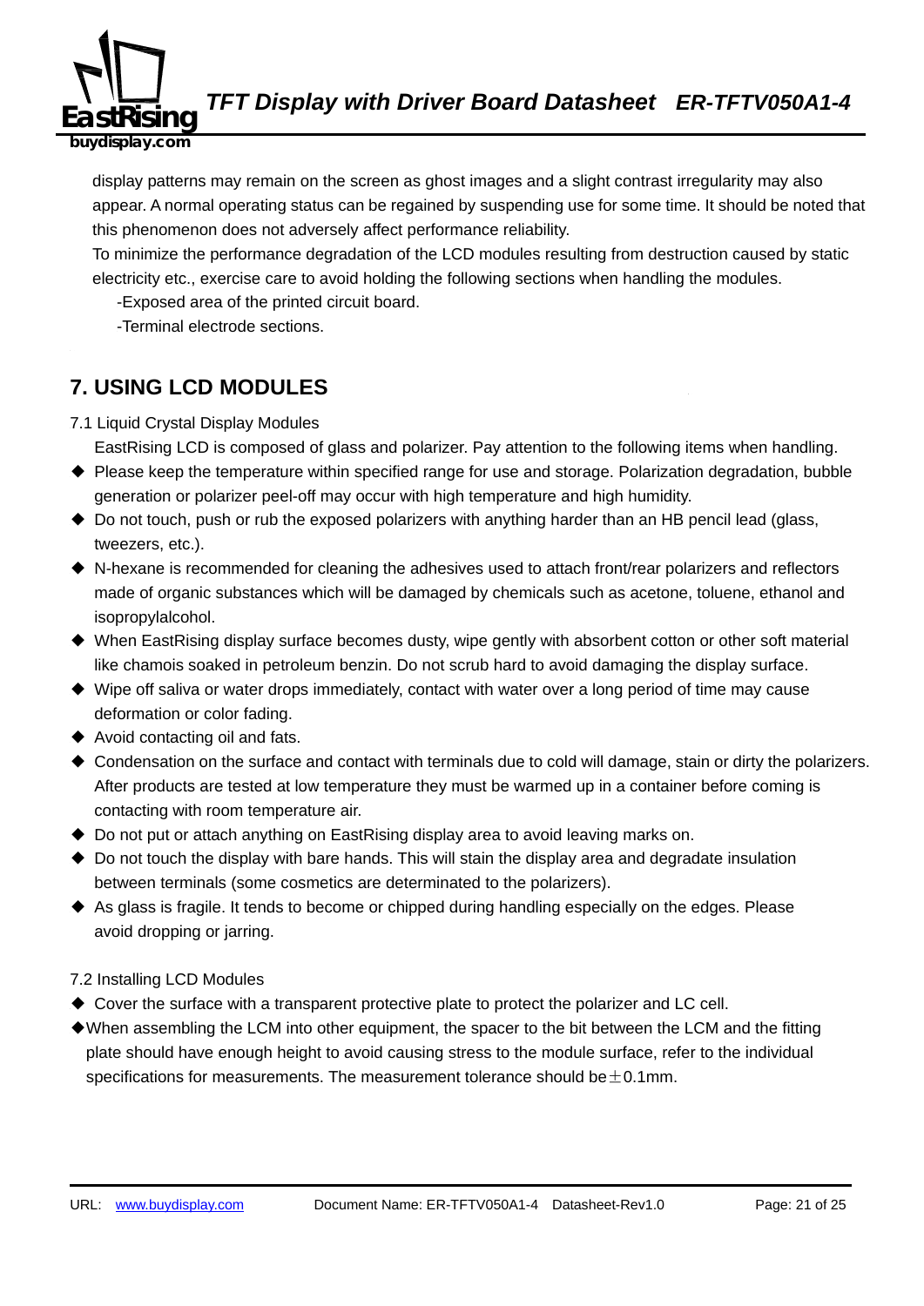display patterns may remain on the screen as ghost images and a slight contrast irregularity may also appear. A normal operating status can be regained by suspending use for some time. It should be noted that this phenomenon does not adversely affect performance reliability.

To minimize the performance degradation of the LCD modules resulting from destruction caused by static electricity etc., exercise care to avoid holding the following sections when handling the modules.

-Exposed area of the printed circuit board.

-Terminal electrode sections.

## 7. USING LCD MODULES

7.1 Liquid Crystal Display Modules

EastRising LCD is composed of glass and polarizer. Pay attention to the following items when handling.

- Please keep the temperature within specified range for use and storage. Polarization degradation, bubble generation or polarizer peel-off may occur with high temperature and high humidity.
- Do not touch, push or rub the exposed polarizers with anything harder than an HB pencil lead (glass, tweezers, etc.).
- N-hexane is recommended for cleaning the adhesives used to attach front/rear polarizers and reflectors made of organic substances which will be damaged by chemicals such as acetone, toluene, ethanol and isopropylalcohol.
- When EastRising display surface becomes dusty, wipe gently with absorbent cotton or other soft material like chamois soaked in petroleum benzin. Do not scrub hard to avoid damaging the display surface.
- Wipe off saliva or water drops immediately, contact with water over a long period of time may cause deformation or color fading.
- Avoid contacting oil and fats.
- Condensation on the surface and contact with terminals due to cold will damage, stain or dirty the polarizers. After products are tested at low temperature they must be warmed up in a container before coming is contacting with room temperature air.
- Do not put or attach anything on EastRising display area to avoid leaving marks on.
- Do not touch the display with bare hands. This will stain the display area and degradate insulation between terminals (some cosmetics are determinated to the polarizers).
- As glass is fragile. It tends to become or chipped during handling especially on the edges. Please avoid dropping or jarring.

7.2 Installing LCD Modules

- Cover the surface with a transparent protective plate to protect the polarizer and LC cell.
- When assembling the LCM into other equipment, the spacer to the bit between the LCM and the fitting plate should have enough height to avoid causing stress to the module surface, refer to the individual specifications for measurements. The measurement tolerance should be ±0.1mm.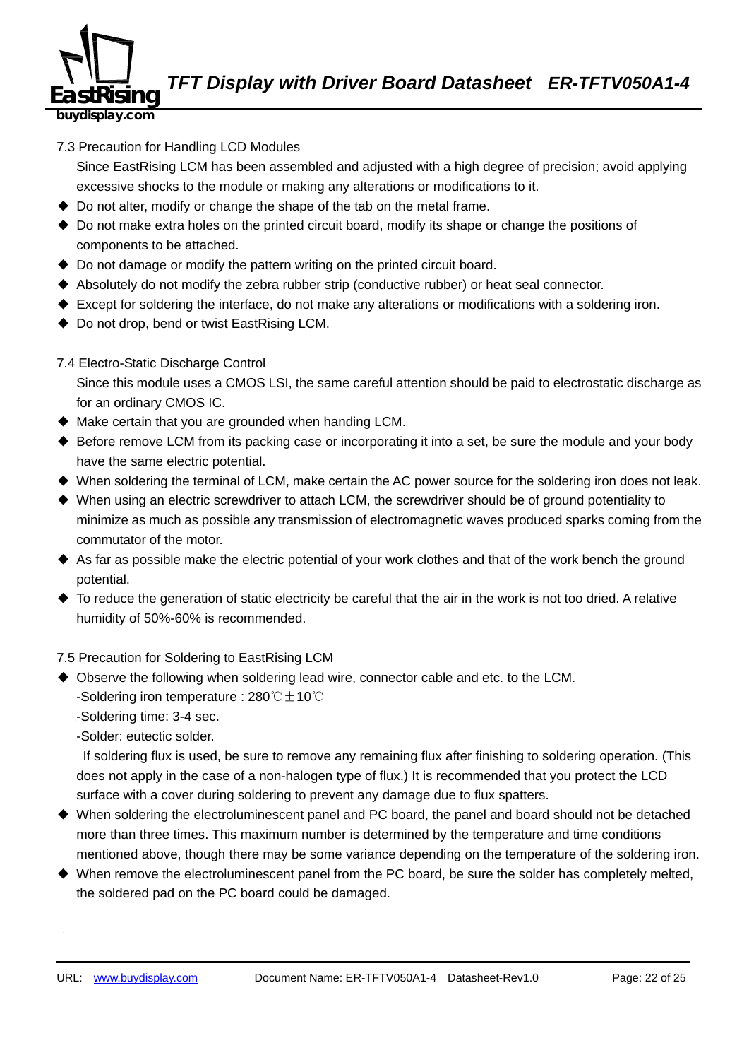### 7.3 Precaution for Handling LCD Modules

Since EastRising LCM has been assembled and adjusted with a high degree of precision; avoid applying excessive shocks to the module or making any alterations or modifications to it.

- Do not alter, modify or change the shape of the tab on the metal frame.
- Do not make extra holes on the printed circuit board, modify its shape or change the positions of components to be attached.
- Do not damage or modify the pattern writing on the printed circuit board.
- Absolutely do not modify the zebra rubber strip (conductive rubber) or heat seal connector.
- Except for soldering the interface, do not make any alterations or modifications with a soldering iron.
- Do not drop, bend or twist EastRising LCM.

### 7.4 Electro-Static Discharge Control

Since this module uses a CMOS LSI, the same careful attention should be paid to electrostatic discharge as for an ordinary CMOS IC.

- Make certain that you are grounded when handing LCM.
- Before remove LCM from its packing case or incorporating it into a set, be sure the module and your body have the same electric potential.
- When soldering the terminal of LCM, make certain the AC power source for the soldering iron does not leak.
- When using an electric screwdriver to attach LCM, the screwdriver should be of ground potentiality to minimize as much as possible any transmission of electromagnetic waves produced sparks coming from the commutator of the motor.
- As far as possible make the electric potential of your work clothes and that of the work bench the ground potential.
- To reduce the generation of static electricity be careful that the air in the work is not too dried. A relative humidity of 50%-60% is recommended.

### 7.5 Precaution for Soldering to EastRising LCM

- Observe the following when soldering lead wire, connector cable and etc. to the LCM.
  -Soldering iron temperature : 280℃±10℃
  -Soldering time: 3-4 sec.
  -Solder: eutectic solder.
  If soldering flux is used, be sure to remove any remaining flux after finishing to soldering operation. (This does not apply in the case of a non-halogen type of flux.) It is recommended that you protect the LCD surface with a cover during soldering to prevent any damage due to flux spatters.
- When soldering the electroluminescent panel and PC board, the panel and board should not be detached more than three times. This maximum number is determined by the temperature and time conditions mentioned above, though there may be some variance depending on the temperature of the soldering iron.
- When remove the electroluminescent panel from the PC board, be sure the solder has completely melted, the soldered pad on the PC board could be damaged.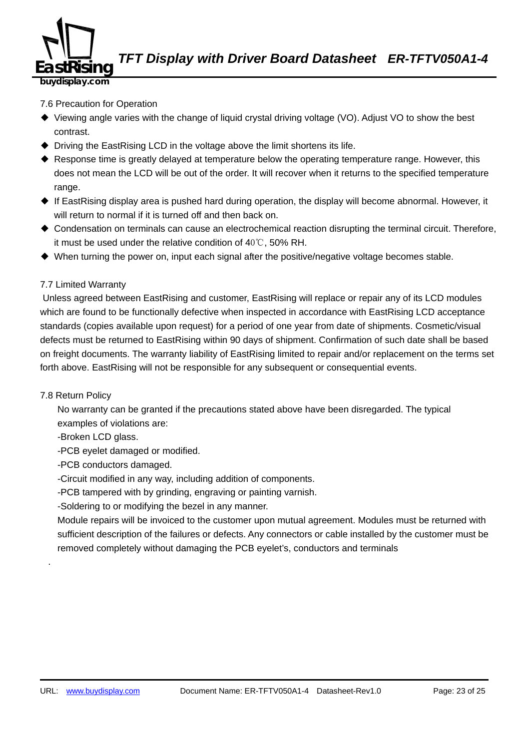## 7.6 Precaution for Operation

- Viewing angle varies with the change of liquid crystal driving voltage (VO). Adjust VO to show the best contrast.
- Driving the EastRising LCD in the voltage above the limit shortens its life.
- Response time is greatly delayed at temperature below the operating temperature range. However, this does not mean the LCD will be out of the order. It will recover when it returns to the specified temperature range.
- If EastRising display area is pushed hard during operation, the display will become abnormal. However, it will return to normal if it is turned off and then back on.
- Condensation on terminals can cause an electrochemical reaction disrupting the terminal circuit. Therefore, it must be used under the relative condition of 40℃, 50% RH.
- When turning the power on, input each signal after the positive/negative voltage becomes stable.

## 7.7 Limited Warranty

Unless agreed between EastRising and customer, EastRising will replace or repair any of its LCD modules which are found to be functionally defective when inspected in accordance with EastRising LCD acceptance standards (copies available upon request) for a period of one year from date of shipments. Cosmetic/visual defects must be returned to EastRising within 90 days of shipment. Confirmation of such date shall be based on freight documents. The warranty liability of EastRising limited to repair and/or replacement on the terms set forth above. EastRising will not be responsible for any subsequent or consequential events.

## 7.8 Return Policy

No warranty can be granted if the precautions stated above have been disregarded. The typical examples of violations are:

-Broken LCD glass.

-PCB eyelet damaged or modified.

-PCB conductors damaged.

-Circuit modified in any way, including addition of components.

-PCB tampered with by grinding, engraving or painting varnish.

-Soldering to or modifying the bezel in any manner.

Module repairs will be invoiced to the customer upon mutual agreement. Modules must be returned with sufficient description of the failures or defects. Any connectors or cable installed by the customer must be removed completely without damaging the PCB eyelet's, conductors and terminals

.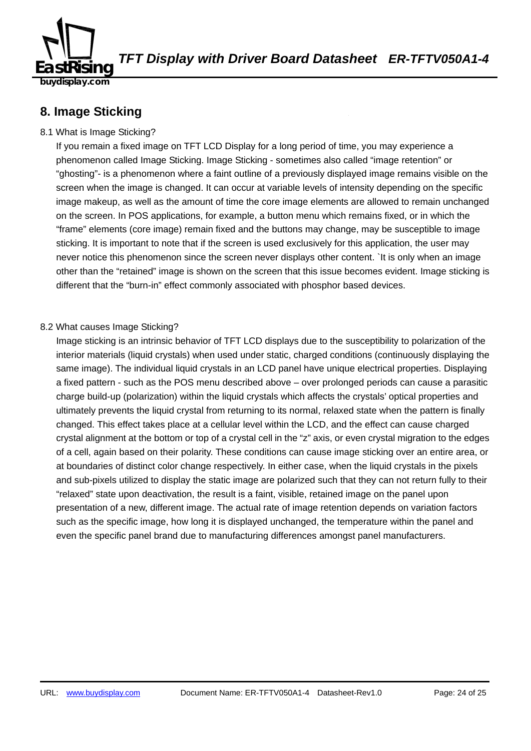## 8. Image Sticking

8.1 What is Image Sticking?

If you remain a fixed image on TFT LCD Display for a long period of time, you may experience a phenomenon called Image Sticking. Image Sticking - sometimes also called “image retention” or “ghosting”- is a phenomenon where a faint outline of a previously displayed image remains visible on the screen when the image is changed. It can occur at variable levels of intensity depending on the specific image makeup, as well as the amount of time the core image elements are allowed to remain unchanged on the screen. In POS applications, for example, a button menu which remains fixed, or in which the “frame” elements (core image) remain fixed and the buttons may change, may be susceptible to image sticking. It is important to note that if the screen is used exclusively for this application, the user may never notice this phenomenon since the screen never displays other content. `It is only when an image other than the “retained” image is shown on the screen that this issue becomes evident. Image sticking is different that the “burn-in” effect commonly associated with phosphor based devices.

8.2 What causes Image Sticking?

Image sticking is an intrinsic behavior of TFT LCD displays due to the susceptibility to polarization of the interior materials (liquid crystals) when used under static, charged conditions (continuously displaying the same image). The individual liquid crystals in an LCD panel have unique electrical properties. Displaying a fixed pattern - such as the POS menu described above – over prolonged periods can cause a parasitic charge build-up (polarization) within the liquid crystals which affects the crystals’ optical properties and ultimately prevents the liquid crystal from returning to its normal, relaxed state when the pattern is finally changed. This effect takes place at a cellular level within the LCD, and the effect can cause charged crystal alignment at the bottom or top of a crystal cell in the “z” axis, or even crystal migration to the edges of a cell, again based on their polarity. These conditions can cause image sticking over an entire area, or at boundaries of distinct color change respectively. In either case, when the liquid crystals in the pixels and sub-pixels utilized to display the static image are polarized such that they can not return fully to their “relaxed” state upon deactivation, the result is a faint, visible, retained image on the panel upon presentation of a new, different image. The actual rate of image retention depends on variation factors such as the specific image, how long it is displayed unchanged, the temperature within the panel and even the specific panel brand due to manufacturing differences amongst panel manufacturers.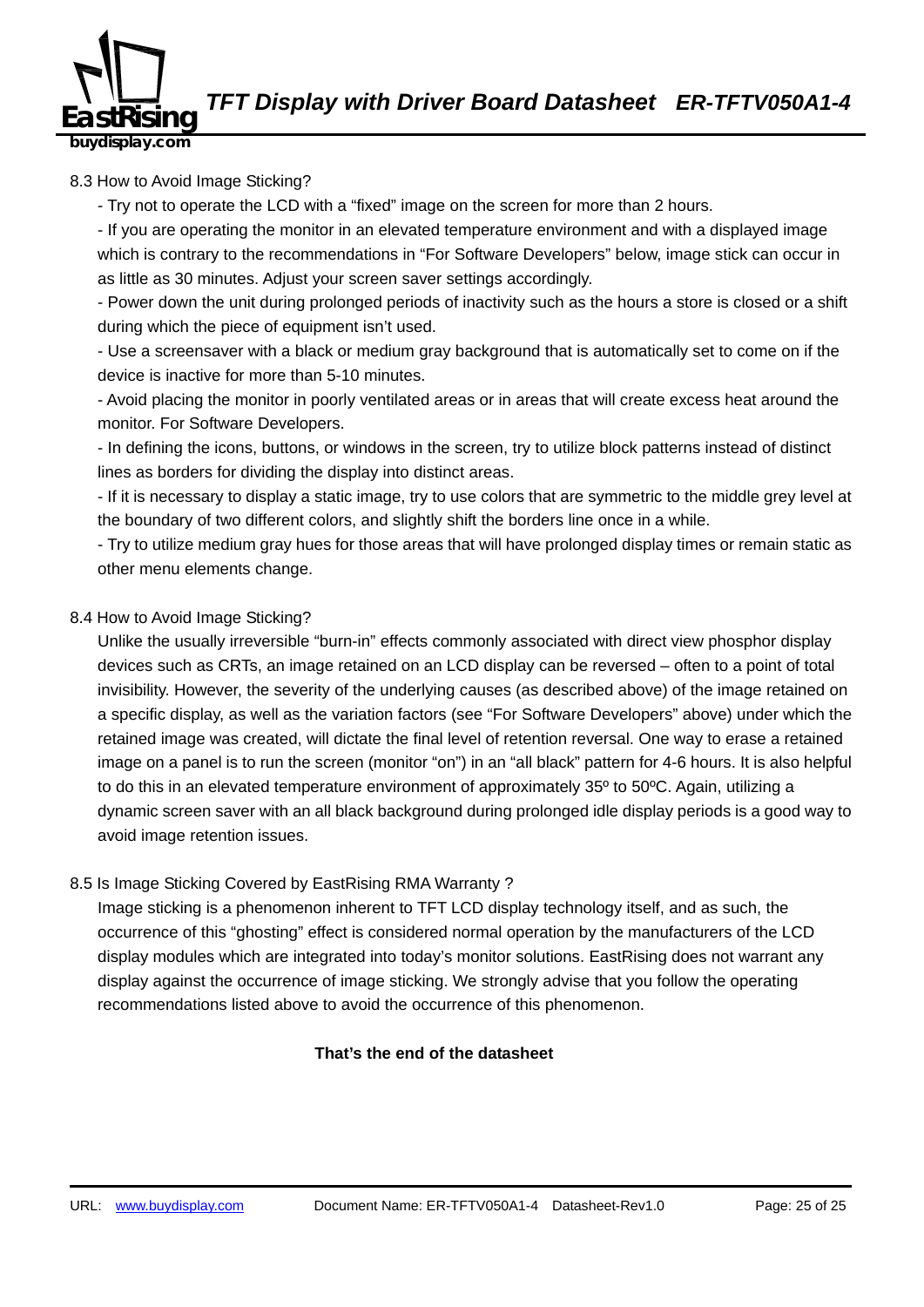8.3 How to Avoid Image Sticking?

- Try not to operate the LCD with a “fixed” image on the screen for more than 2 hours.
- If you are operating the monitor in an elevated temperature environment and with a displayed image which is contrary to the recommendations in “For Software Developers” below, image stick can occur in as little as 30 minutes. Adjust your screen saver settings accordingly.
- Power down the unit during prolonged periods of inactivity such as the hours a store is closed or a shift during which the piece of equipment isn’t used.
- Use a screensaver with a black or medium gray background that is automatically set to come on if the device is inactive for more than 5-10 minutes.
- Avoid placing the monitor in poorly ventilated areas or in areas that will create excess heat around the monitor. For Software Developers.
- In defining the icons, buttons, or windows in the screen, try to utilize block patterns instead of distinct lines as borders for dividing the display into distinct areas.
- If it is necessary to display a static image, try to use colors that are symmetric to the middle grey level at the boundary of two different colors, and slightly shift the borders line once in a while.
- Try to utilize medium gray hues for those areas that will have prolonged display times or remain static as other menu elements change.

8.4 How to Avoid Image Sticking?

Unlike the usually irreversible “burn-in” effects commonly associated with direct view phosphor display devices such as CRTs, an image retained on an LCD display can be reversed – often to a point of total invisibility. However, the severity of the underlying causes (as described above) of the image retained on a specific display, as well as the variation factors (see “For Software Developers” above) under which the retained image was created, will dictate the final level of retention reversal. One way to erase a retained image on a panel is to run the screen (monitor “on”) in an “all black” pattern for 4-6 hours. It is also helpful to do this in an elevated temperature environment of approximately 35º to 50ºC. Again, utilizing a dynamic screen saver with an all black background during prolonged idle display periods is a good way to avoid image retention issues.

8.5 Is Image Sticking Covered by EastRising RMA Warranty ?

Image sticking is a phenomenon inherent to TFT LCD display technology itself, and as such, the occurrence of this “ghosting” effect is considered normal operation by the manufacturers of the LCD display modules which are integrated into today’s monitor solutions. EastRising does not warrant any display against the occurrence of image sticking. We strongly advise that you follow the operating recommendations listed above to avoid the occurrence of this phenomenon.

**That’s the end of the datasheet**